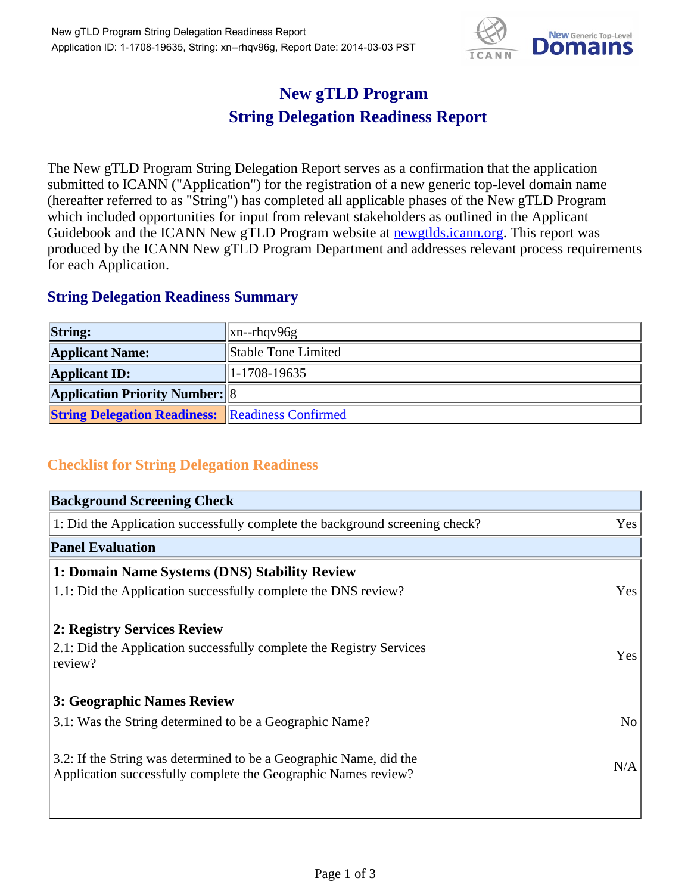# New gTLD Program
# String Delegation Readiness Report

The New gTLD Program String Delegation Report serves as a confirmation that the application submitted to ICANN ("Application") for the registration of a new generic top-level domain name (hereafter referred to as "String") has completed all applicable phases of the New gTLD Program which included opportunities for input from relevant stakeholders as outlined in the Applicant Guidebook and the ICANN New gTLD Program website at newgtlds.icann.org. This report was produced by the ICANN New gTLD Program Department and addresses relevant process requirements for each Application.

## String Delegation Readiness Summary

| | |
|---|---|
| **String:** | xn--rhqv96g |
| **Applicant Name:** | Stable Tone Limited |
| **Applicant ID:** | 1-1708-19635 |
| **Application Priority Number:** | 8 |
| **String Delegation Readiness:** | Readiness Confirmed |

## Checklist for String Delegation Readiness

| **Background Screening Check** | |
|---|---|
| 1: Did the Application successfully complete the background screening check? | Yes |
| **Panel Evaluation** | |
| **1: Domain Name Systems (DNS) Stability Review** | |
| 1.1: Did the Application successfully complete the DNS review? | Yes |
| **2: Registry Services Review** | |
| 2.1: Did the Application successfully complete the Registry Services review? | Yes |
| **3: Geographic Names Review** | |
| 3.1: Was the String determined to be a Geographic Name? | No |
| 3.2: If the String was determined to be a Geographic Name, did the Application successfully complete the Geographic Names review? | N/A |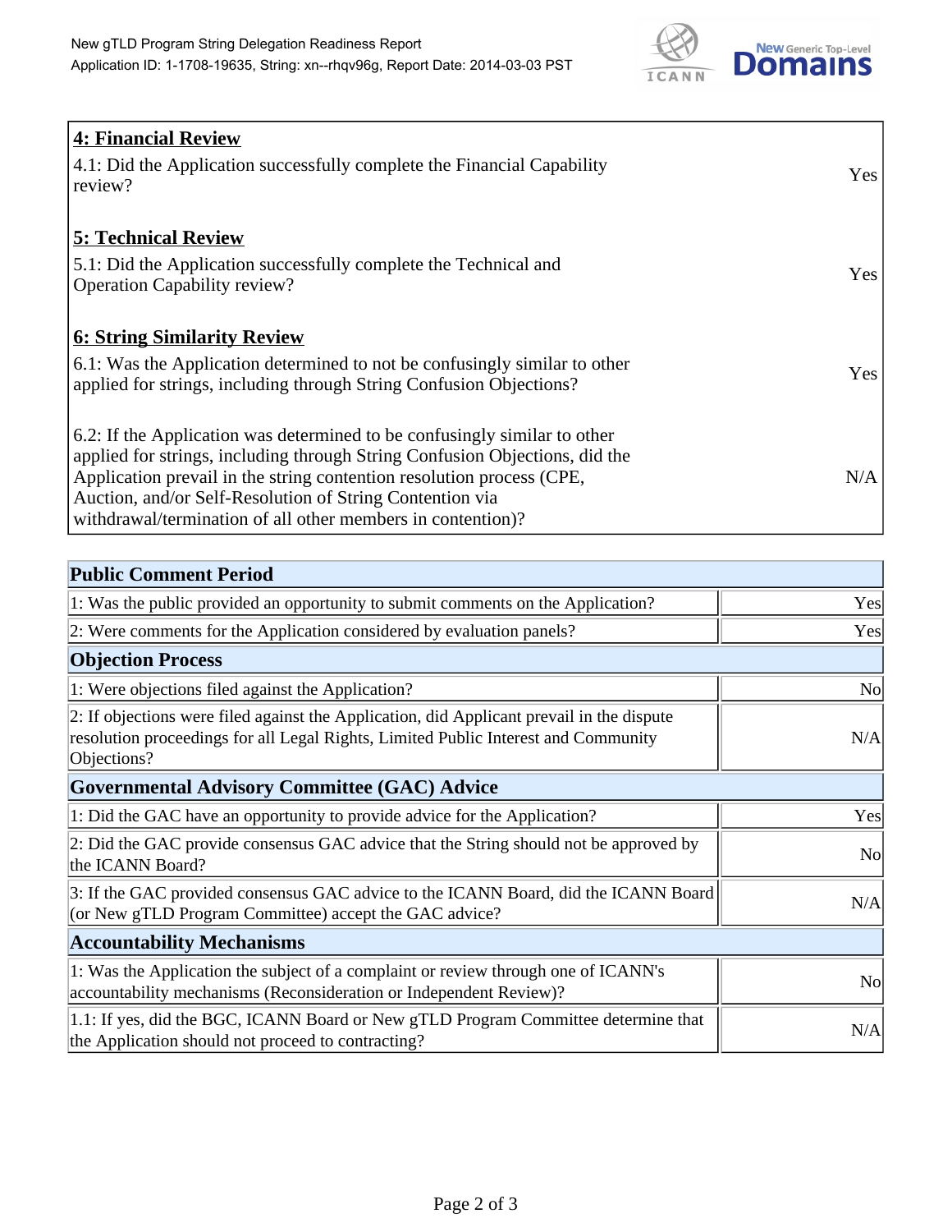| **4: Financial Review** | |
|---|---|
| 4.1: Did the Application successfully complete the Financial Capability review? | Yes |
| **5: Technical Review** | |
| 5.1: Did the Application successfully complete the Technical and Operation Capability review? | Yes |
| **6: String Similarity Review** | |
| 6.1: Was the Application determined to not be confusingly similar to other applied for strings, including through String Confusion Objections? | Yes |
| 6.2: If the Application was determined to be confusingly similar to other applied for strings, including through String Confusion Objections, did the Application prevail in the string contention resolution process (CPE, Auction, and/or Self-Resolution of String Contention via withdrawal/termination of all other members in contention)? | N/A |

| **Public Comment Period** | |
|---|---|
| 1: Was the public provided an opportunity to submit comments on the Application? | Yes |
| 2: Were comments for the Application considered by evaluation panels? | Yes |
| **Objection Process** | |
| 1: Were objections filed against the Application? | No |
| 2: If objections were filed against the Application, did Applicant prevail in the dispute resolution proceedings for all Legal Rights, Limited Public Interest and Community Objections? | N/A |
| **Governmental Advisory Committee (GAC) Advice** | |
| 1: Did the GAC have an opportunity to provide advice for the Application? | Yes |
| 2: Did the GAC provide consensus GAC advice that the String should not be approved by the ICANN Board? | No |
| 3: If the GAC provided consensus GAC advice to the ICANN Board, did the ICANN Board (or New gTLD Program Committee) accept the GAC advice? | N/A |
| **Accountability Mechanisms** | |
| 1: Was the Application the subject of a complaint or review through one of ICANN's accountability mechanisms (Reconsideration or Independent Review)? | No |
| 1.1: If yes, did the BGC, ICANN Board or New gTLD Program Committee determine that the Application should not proceed to contracting? | N/A |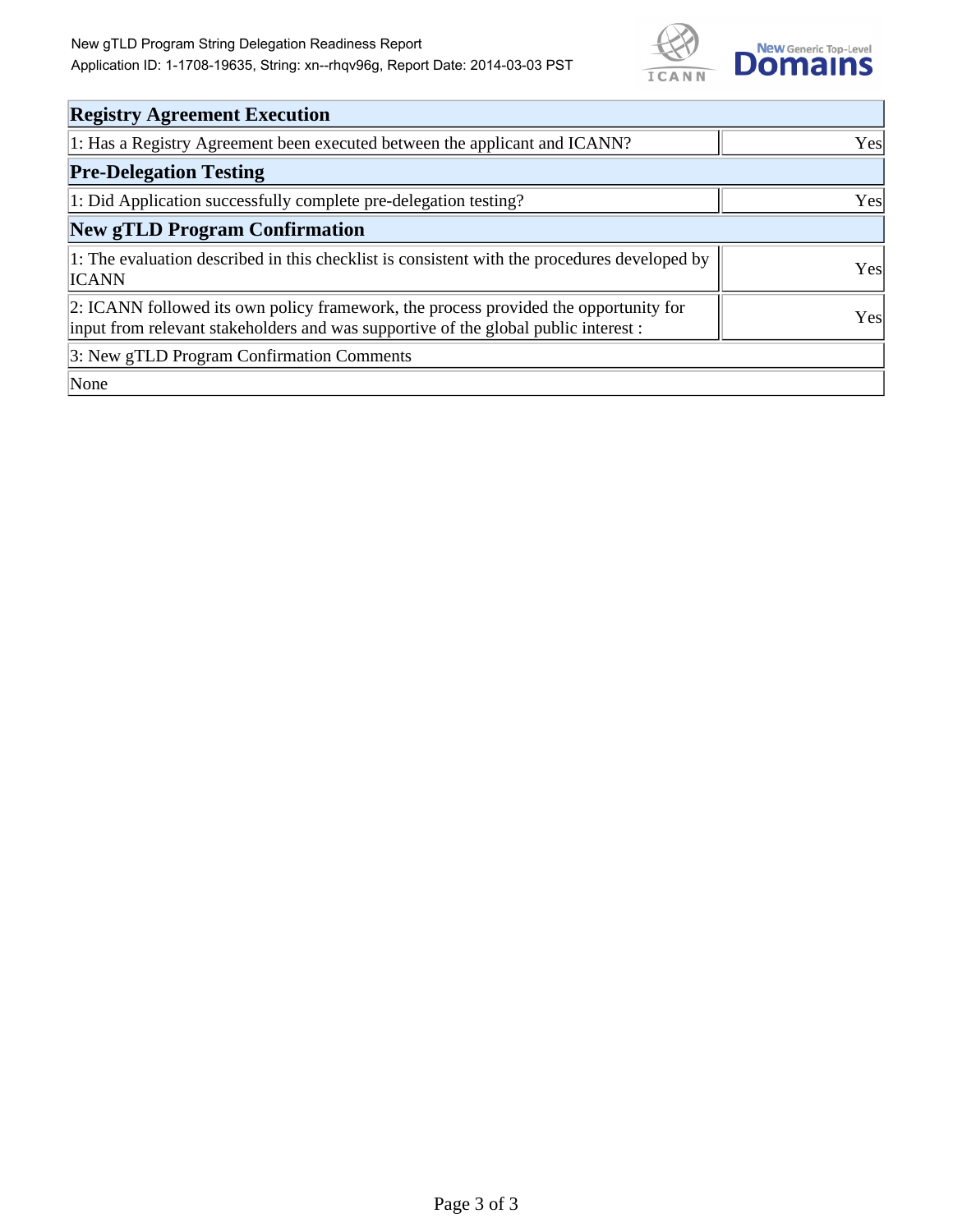| Registry Agreement Execution | |
|---|---|
| 1: Has a Registry Agreement been executed between the applicant and ICANN? | Yes |

| Pre-Delegation Testing | |
|---|---|
| 1: Did Application successfully complete pre-delegation testing? | Yes |

| New gTLD Program Confirmation | |
|---|---|
| 1: The evaluation described in this checklist is consistent with the procedures developed by ICANN | Yes |
| 2: ICANN followed its own policy framework, the process provided the opportunity for input from relevant stakeholders and was supportive of the global public interest : | Yes |
| 3: New gTLD Program Confirmation Comments | |
| None | |